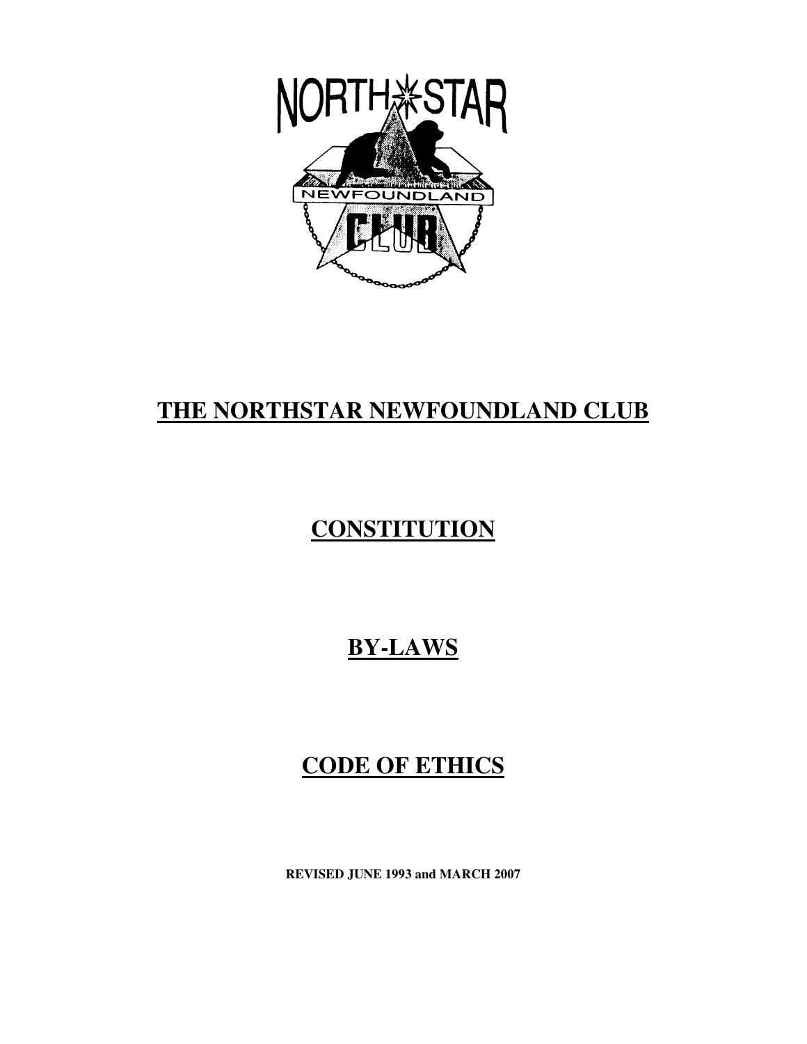# THE NORTHSTAR NEWFOUNDLAND CLUB

# CONSTITUTION

# BY-LAWS

# CODE OF ETHICS

**REVISED JUNE 1993 and MARCH 2007**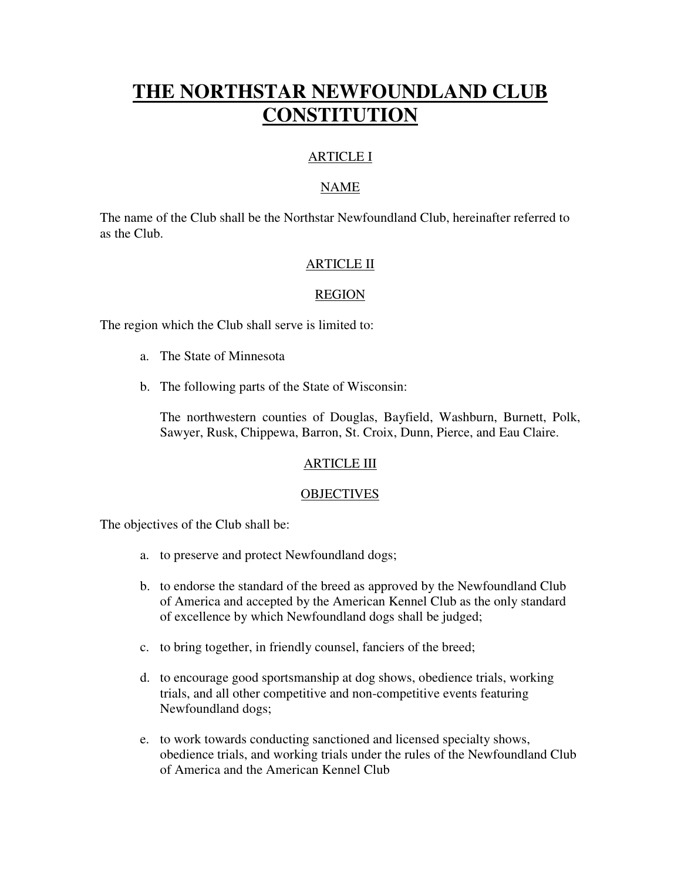# THE NORTHSTAR NEWFOUNDLAND CLUB CONSTITUTION

## ARTICLE I

## NAME

The name of the Club shall be the Northstar Newfoundland Club, hereinafter referred to as the Club.

## ARTICLE II

## REGION

The region which the Club shall serve is limited to:

a. The State of Minnesota

b. The following parts of the State of Wisconsin:

   The northwestern counties of Douglas, Bayfield, Washburn, Burnett, Polk, Sawyer, Rusk, Chippewa, Barron, St. Croix, Dunn, Pierce, and Eau Claire.

## ARTICLE III

## OBJECTIVES

The objectives of the Club shall be:

a. to preserve and protect Newfoundland dogs;

b. to endorse the standard of the breed as approved by the Newfoundland Club of America and accepted by the American Kennel Club as the only standard of excellence by which Newfoundland dogs shall be judged;

c. to bring together, in friendly counsel, fanciers of the breed;

d. to encourage good sportsmanship at dog shows, obedience trials, working trials, and all other competitive and non-competitive events featuring Newfoundland dogs;

e. to work towards conducting sanctioned and licensed specialty shows, obedience trials, and working trials under the rules of the Newfoundland Club of America and the American Kennel Club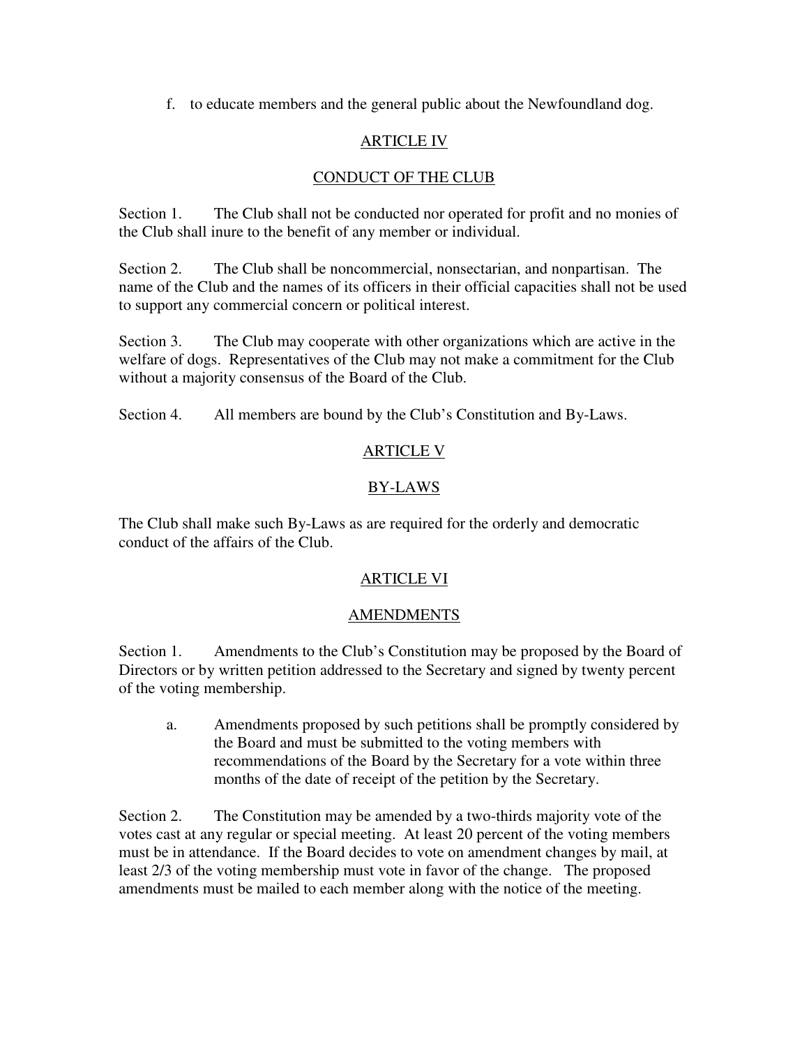f. to educate members and the general public about the Newfoundland dog.

## ARTICLE IV

## CONDUCT OF THE CLUB

Section 1. The Club shall not be conducted nor operated for profit and no monies of the Club shall inure to the benefit of any member or individual.

Section 2. The Club shall be noncommercial, nonsectarian, and nonpartisan. The name of the Club and the names of its officers in their official capacities shall not be used to support any commercial concern or political interest.

Section 3. The Club may cooperate with other organizations which are active in the welfare of dogs. Representatives of the Club may not make a commitment for the Club without a majority consensus of the Board of the Club.

Section 4. All members are bound by the Club's Constitution and By-Laws.

## ARTICLE V

## BY-LAWS

The Club shall make such By-Laws as are required for the orderly and democratic conduct of the affairs of the Club.

## ARTICLE VI

## AMENDMENTS

Section 1. Amendments to the Club's Constitution may be proposed by the Board of Directors or by written petition addressed to the Secretary and signed by twenty percent of the voting membership.

a. Amendments proposed by such petitions shall be promptly considered by the Board and must be submitted to the voting members with recommendations of the Board by the Secretary for a vote within three months of the date of receipt of the petition by the Secretary.

Section 2. The Constitution may be amended by a two-thirds majority vote of the votes cast at any regular or special meeting. At least 20 percent of the voting members must be in attendance. If the Board decides to vote on amendment changes by mail, at least 2/3 of the voting membership must vote in favor of the change. The proposed amendments must be mailed to each member along with the notice of the meeting.